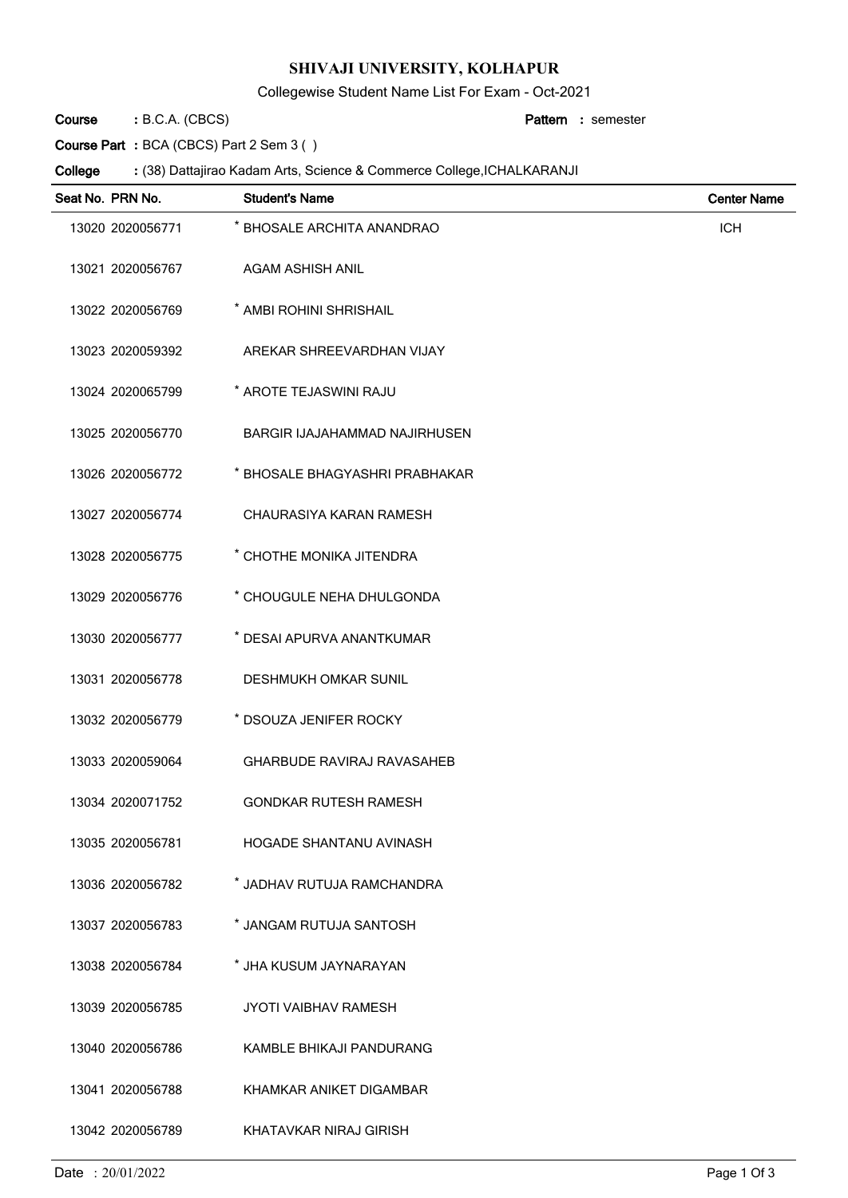# SHIVAJI UNIVERSITY, KOLHAPUR

Collegewise Student Name List For Exam - Oct-2021

**Course** : B.C.A. (CBCS) **Pattern** : semester

**Course Part** : BCA (CBCS) Part 2 Sem 3 ( )

**College** : (38) Dattajirao Kadam Arts, Science & Commerce College,ICHALKARANJI

| Seat No. | PRN No. | Student's Name | Center Name |
|---|---|---|---|
| 13020 | 2020056771 | * BHOSALE ARCHITA ANANDRAO | ICH |
| 13021 | 2020056767 | AGAM ASHISH ANIL | |
| 13022 | 2020056769 | * AMBI ROHINI SHRISHAIL | |
| 13023 | 2020059392 | AREKAR SHREEVARDHAN VIJAY | |
| 13024 | 2020065799 | * AROTE TEJASWINI RAJU | |
| 13025 | 2020056770 | BARGIR IJAJAHAMMAD NAJIRHUSEN | |
| 13026 | 2020056772 | * BHOSALE BHAGYASHRI PRABHAKAR | |
| 13027 | 2020056774 | CHAURASIYA KARAN RAMESH | |
| 13028 | 2020056775 | * CHOTHE MONIKA JITENDRA | |
| 13029 | 2020056776 | * CHOUGULE NEHA DHULGONDA | |
| 13030 | 2020056777 | * DESAI APURVA ANANTKUMAR | |
| 13031 | 2020056778 | DESHMUKH OMKAR SUNIL | |
| 13032 | 2020056779 | * DSOUZA JENIFER ROCKY | |
| 13033 | 2020059064 | GHARBUDE RAVIRAJ RAVASAHEB | |
| 13034 | 2020071752 | GONDKAR RUTESH RAMESH | |
| 13035 | 2020056781 | HOGADE SHANTANU AVINASH | |
| 13036 | 2020056782 | * JADHAV RUTUJA RAMCHANDRA | |
| 13037 | 2020056783 | * JANGAM RUTUJA SANTOSH | |
| 13038 | 2020056784 | * JHA KUSUM JAYNARAYAN | |
| 13039 | 2020056785 | JYOTI VAIBHAV RAMESH | |
| 13040 | 2020056786 | KAMBLE BHIKAJI PANDURANG | |
| 13041 | 2020056788 | KHAMKAR ANIKET DIGAMBAR | |
| 13042 | 2020056789 | KHATAVKAR NIRAJ GIRISH | |

Date : 20/01/2022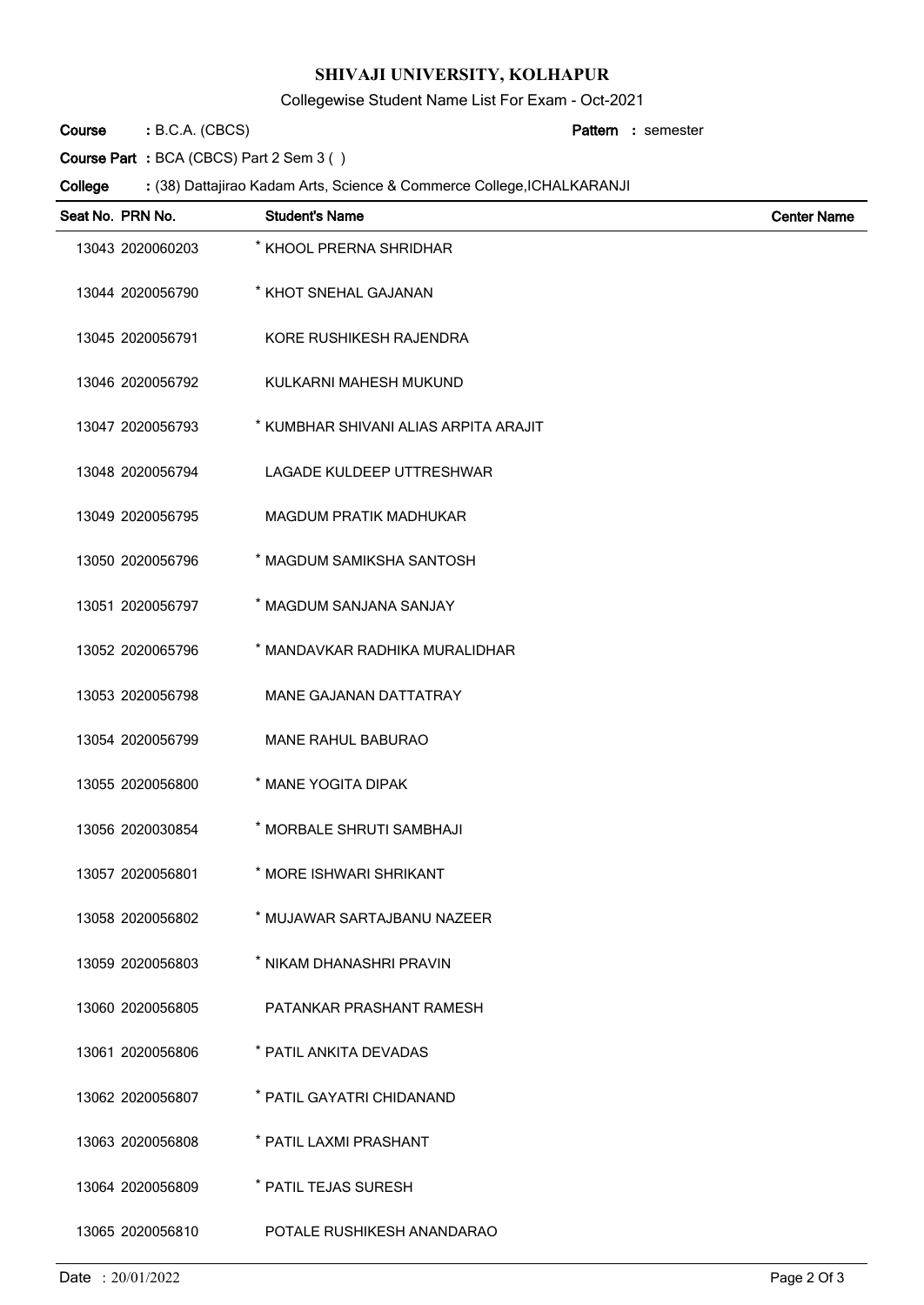# SHIVAJI UNIVERSITY, KOLHAPUR

Collegewise Student Name List For Exam - Oct-2021

**Course** : B.C.A. (CBCS) **Pattern** : semester

**Course Part** : BCA (CBCS) Part 2 Sem 3 ( )

**College** : (38) Dattajirao Kadam Arts, Science & Commerce College,ICHALKARANJI

| Seat No. | PRN No. | Student's Name | Center Name |
|---|---|---|---|
| 13043 | 2020060203 | * KHOOL PRERNA SHRIDHAR | |
| 13044 | 2020056790 | * KHOT SNEHAL GAJANAN | |
| 13045 | 2020056791 | KORE RUSHIKESH RAJENDRA | |
| 13046 | 2020056792 | KULKARNI MAHESH MUKUND | |
| 13047 | 2020056793 | * KUMBHAR SHIVANI ALIAS ARPITA ARAJIT | |
| 13048 | 2020056794 | LAGADE KULDEEP UTTRESHWAR | |
| 13049 | 2020056795 | MAGDUM PRATIK MADHUKAR | |
| 13050 | 2020056796 | * MAGDUM SAMIKSHA SANTOSH | |
| 13051 | 2020056797 | * MAGDUM SANJANA SANJAY | |
| 13052 | 2020065796 | * MANDAVKAR RADHIKA MURALIDHAR | |
| 13053 | 2020056798 | MANE GAJANAN DATTATRAY | |
| 13054 | 2020056799 | MANE RAHUL BABURAO | |
| 13055 | 2020056800 | * MANE YOGITA DIPAK | |
| 13056 | 2020030854 | * MORBALE SHRUTI SAMBHAJI | |
| 13057 | 2020056801 | * MORE ISHWARI SHRIKANT | |
| 13058 | 2020056802 | * MUJAWAR SARTAJBANU NAZEER | |
| 13059 | 2020056803 | * NIKAM DHANASHRI PRAVIN | |
| 13060 | 2020056805 | PATANKAR PRASHANT RAMESH | |
| 13061 | 2020056806 | * PATIL ANKITA DEVADAS | |
| 13062 | 2020056807 | * PATIL GAYATRI CHIDANAND | |
| 13063 | 2020056808 | * PATIL LAXMI PRASHANT | |
| 13064 | 2020056809 | * PATIL TEJAS SURESH | |
| 13065 | 2020056810 | POTALE RUSHIKESH ANANDARAO | |

Date : 20/01/2022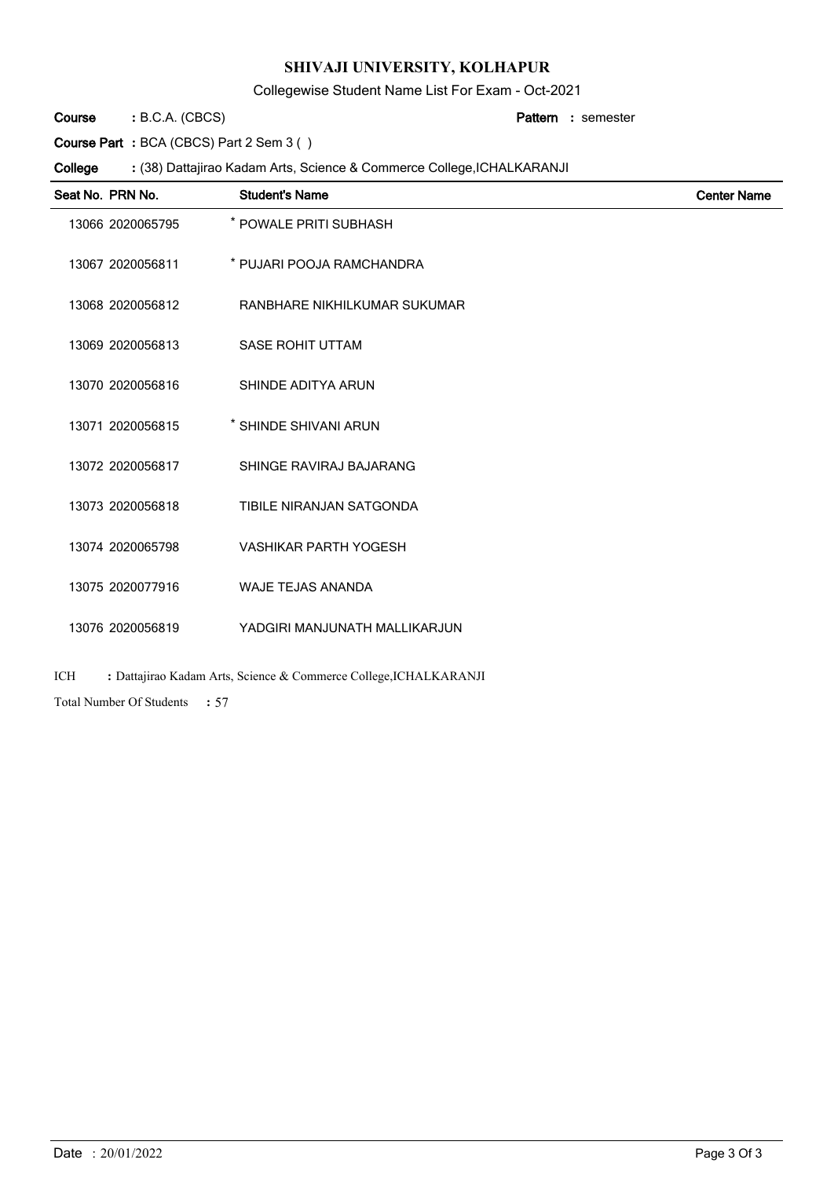# SHIVAJI UNIVERSITY, KOLHAPUR

Collegewise Student Name List For Exam - Oct-2021

**Course** : B.C.A. (CBCS) **Pattern** : semester

**Course Part** : BCA (CBCS) Part 2 Sem 3 ( )

**College** : (38) Dattajirao Kadam Arts, Science & Commerce College,ICHALKARANJI

| Seat No. | PRN No. | Student's Name | Center Name |
|---|---|---|---|
| 13066 | 2020065795 | * POWALE PRITI SUBHASH | |
| 13067 | 2020056811 | * PUJARI POOJA RAMCHANDRA | |
| 13068 | 2020056812 | RANBHARE NIKHILKUMAR SUKUMAR | |
| 13069 | 2020056813 | SASE ROHIT UTTAM | |
| 13070 | 2020056816 | SHINDE ADITYA ARUN | |
| 13071 | 2020056815 | * SHINDE SHIVANI ARUN | |
| 13072 | 2020056817 | SHINGE RAVIRAJ BAJARANG | |
| 13073 | 2020056818 | TIBILE NIRANJAN SATGONDA | |
| 13074 | 2020065798 | VASHIKAR PARTH YOGESH | |
| 13075 | 2020077916 | WAJE TEJAS ANANDA | |
| 13076 | 2020056819 | YADGIRI MANJUNATH MALLIKARJUN | |

ICH : Dattajirao Kadam Arts, Science & Commerce College,ICHALKARANJI

Total Number Of Students : 57

Date : 20/01/2022